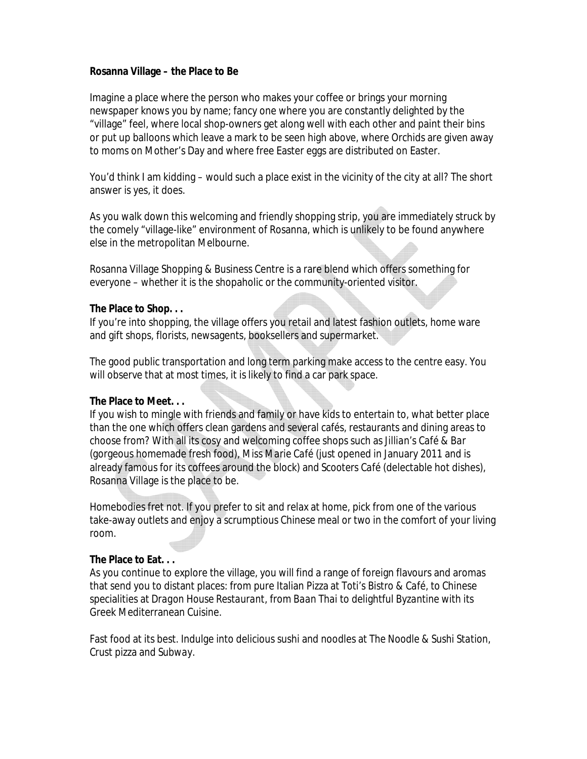**Rosanna Village – the Place to Be**

Imagine a place where the person who makes your coffee or brings your morning newspaper knows you by name; fancy one where you are constantly delighted by the "village" feel, where local shop-owners get along well with each other and paint their bins or put up balloons which leave a mark to be seen high above, where Orchids are given away to moms on Mother's Day and where free Easter eggs are distributed on Easter.

You'd think I am kidding – would such a place exist in the vicinity of the city at all? The short answer is yes, it does.

As you walk down this welcoming and friendly shopping strip, you are immediately struck by the comely "village-like" environment of Rosanna, which is unlikely to be found anywhere else in the metropolitan Melbourne.

Rosanna Village Shopping & Business Centre is a rare blend which offers something for everyone – whether it is the shopaholic or the community-oriented visitor.

**The Place to Shop. . .**

If you're into shopping, the village offers you retail and latest fashion outlets, home ware and gift shops, florists, newsagents, booksellers and supermarket.

The good public transportation and long term parking make access to the centre easy. You will observe that at most times, it is likely to find a car park space.

**The Place to Meet. . .**

If you wish to mingle with friends and family or have kids to entertain to, what better place than the one which offers clean gardens and several cafés, restaurants and dining areas to choose from? With all its cosy and welcoming coffee shops such as *Jillian's Café & Bar* (gorgeous homemade fresh food), *Miss Marie Café* (just opened in January 2011 and is already famous for its coffees around the block) and *Scooters Café* (delectable hot dishes), Rosanna Village is the place to be.

Homebodies fret not. If you prefer to sit and relax at home, pick from one of the various take-away outlets and enjoy a scrumptious Chinese meal or two in the comfort of your living room.

**The Place to Eat. . .**

As you continue to explore the village, you will find a range of foreign flavours and aromas that send you to distant places: from pure Italian Pizza at *Toti's Bistro & Café*, to Chinese specialities at *Dragon House Restaurant*, from *Baan Thai* to delightful *Byzantine* with its Greek Mediterranean Cuisine.

Fast food at its best. Indulge into delicious sushi and noodles at *The Noodle & Sushi Station*, *Crust* pizza and *Subway*.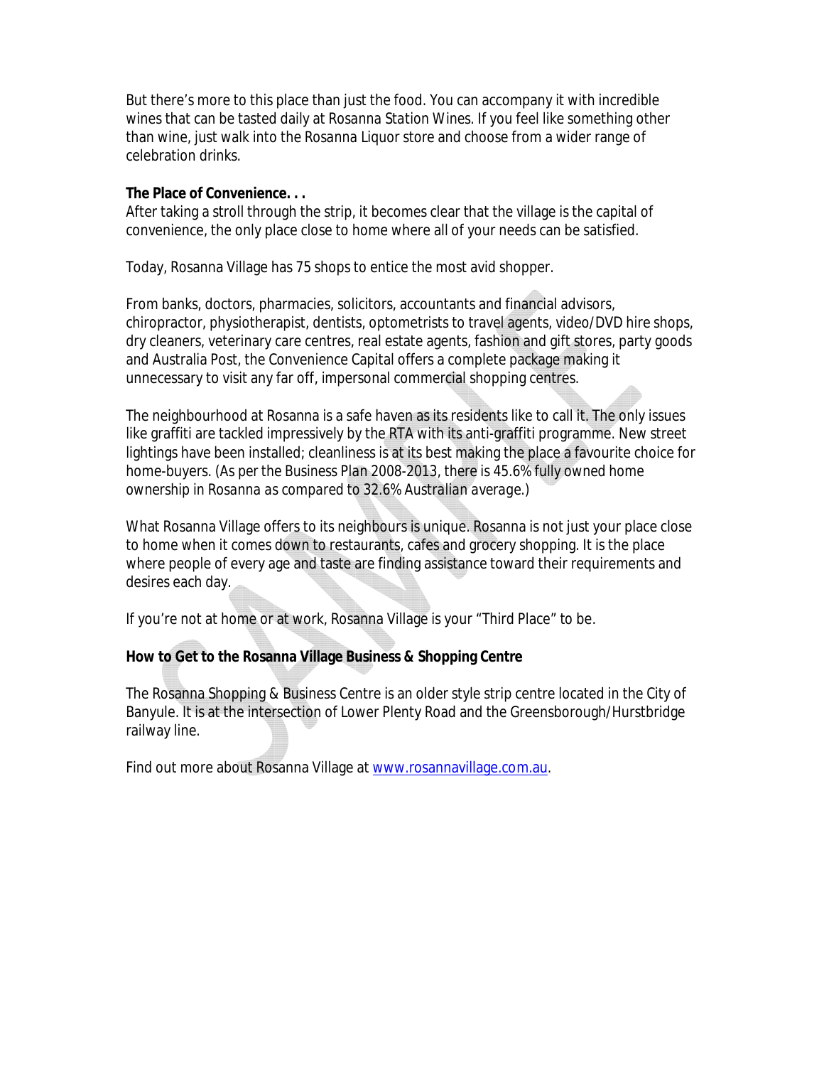But there's more to this place than just the food. You can accompany it with incredible wines that can be tasted daily at Rosanna Station Wines. If you feel like something other than wine, just walk into the Rosanna Liquor store and choose from a wider range of celebration drinks.

**The Place of Convenience. . .**

After taking a stroll through the strip, it becomes clear that the village is the capital of convenience, the only place close to home where all of your needs can be satisfied.

Today, Rosanna Village has 75 shops to entice the most avid shopper.

From banks, doctors, pharmacies, solicitors, accountants and financial advisors, chiropractor, physiotherapist, dentists, optometrists to travel agents, video/DVD hire shops, dry cleaners, veterinary care centres, real estate agents, fashion and gift stores, party goods and Australia Post, the Convenience Capital offers a complete package making it unnecessary to visit any far off, impersonal commercial shopping centres.

The neighbourhood at Rosanna is a safe haven as its residents like to call it. The only issues like graffiti are tackled impressively by the RTA with its anti-graffiti programme. New street lightings have been installed; cleanliness is at its best making the place a favourite choice for home-buyers. (As per the Business Plan 2008-2013, there is 45.6% fully owned home ownership in Rosanna as compared to 32.6% Australian average.)

What Rosanna Village offers to its neighbours is unique. Rosanna is not just your place close to home when it comes down to restaurants, cafes and grocery shopping. It is the place where people of every age and taste are finding assistance toward their requirements and desires each day.

If you're not at home or at work, Rosanna Village is your "Third Place" to be.

**How to Get to the Rosanna Village Business & Shopping Centre**

The Rosanna Shopping & Business Centre is an older style strip centre located in the City of Banyule. It is at the intersection of Lower Plenty Road and the Greensborough/Hurstbridge railway line.

Find out more about Rosanna Village at [www.rosannavillage.com.au](http://www.rosannavillage.com.au).